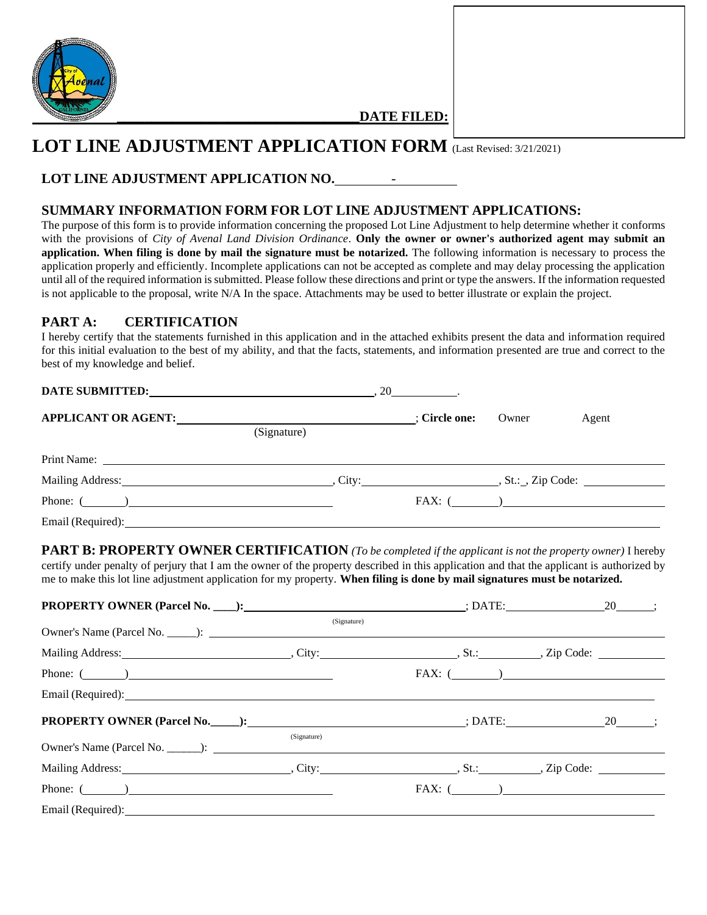**DATE FILED:**

# LOT LINE ADJUSTMENT APPLICATION FORM (Last Revised: 3/21/2021)

**LOT LINE ADJUSTMENT APPLICATION NO.** ________-________

## SUMMARY INFORMATION FORM FOR LOT LINE ADJUSTMENT APPLICATIONS:

The purpose of this form is to provide information concerning the proposed Lot Line Adjustment to help determine whether it conforms with the provisions of *City of Avenal Land Division Ordinance*. **Only the owner or owner's authorized agent may submit an application. When filing is done by mail the signature must be notarized.** The following information is necessary to process the application properly and efficiently. Incomplete applications can not be accepted as complete and may delay processing the application until all of the required information is submitted. Please follow these directions and print or type the answers. If the information requested is not applicable to the proposal, write N/A In the space. Attachments may be used to better illustrate or explain the project.

## PART A: CERTIFICATION

I hereby certify that the statements furnished in this application and in the attached exhibits present the data and information required for this initial evaluation to the best of my ability, and that the facts, statements, and information presented are true and correct to the best of my knowledge and belief.

**DATE SUBMITTED:** ______________________________, 20________.

**APPLICANT OR AGENT:** ______________________________; **Circle one:** Owner Agent
(Signature)

Print Name: ____________________________________________

Mailing Address: ______________________, City: ______________, St.:\_, Zip Code: __________

Phone: (______) ______________________ FAX: (______) ______________________

Email (Required): ____________________________________________

## PART B: PROPERTY OWNER CERTIFICATION

*(To be completed if the applicant is not the property owner)* I hereby certify under penalty of perjury that I am the owner of the property described in this application and that the applicant is authorized by me to make this lot line adjustment application for my property. **When filing is done by mail signatures must be notarized.**

**PROPERTY OWNER (Parcel No. \_\_\_\_):** ______________________________; DATE: ______________ 20______;
(Signature)

Owner's Name (Parcel No. \_\_\_\_\_): ____________________________________________

Mailing Address: ______________________, City: ______________, St.: ________, Zip Code: __________

Phone: (______) ______________________ FAX: (______) ______________________

Email (Required): ____________________________________________

**PROPERTY OWNER (Parcel No.\_\_\_\_\_):** ______________________________; DATE: ______________ 20______;
(Signature)

Owner's Name (Parcel No. \_\_\_\_\_\_): ____________________________________________

Mailing Address: ______________________, City: ______________, St.: ________, Zip Code: __________

Phone: (______) ______________________ FAX: (______) ______________________

Email (Required): ____________________________________________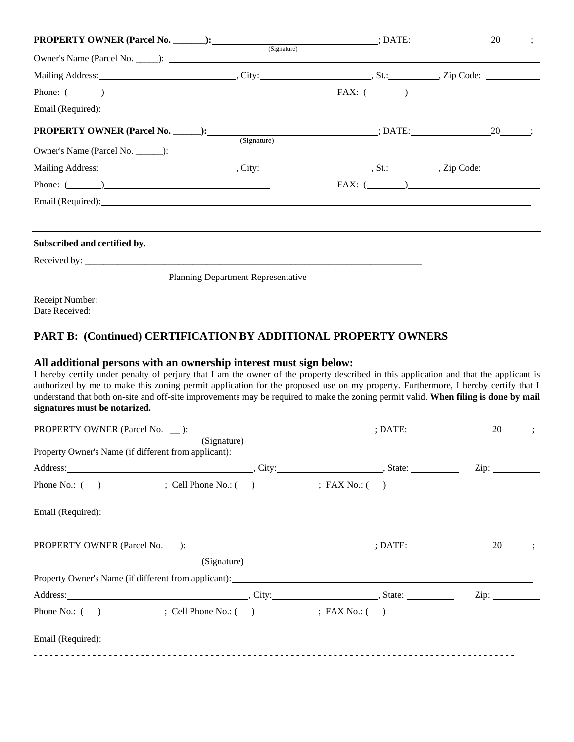**PROPERTY OWNER (Parcel No. _______):** ________________________________; DATE: ________________ 20______;

(Signature)

Owner's Name (Parcel No. _____): ________________________________________________

Mailing Address: ____________________________, City: ______________________, St.: __________, Zip Code: ___________

Phone: (________) ________________________________ FAX: (________) ____________________________

Email (Required): ________________________________________________________________

**PROPERTY OWNER (Parcel No. ______):** ________________________________; DATE: ________________ 20______;

(Signature)

Owner's Name (Parcel No. ______): ________________________________________________

Mailing Address: ____________________________, City: ______________________, St.: __________, Zip Code: ___________

Phone: (________) ________________________________ FAX: (________) ____________________________

Email (Required): ________________________________________________________________

---

**Subscribed and certified by.**

Received by: ___________________________________________________________________

Planning Department Representative

Receipt Number: ________________________________

Date Received: ________________________________

## PART B: (Continued) CERTIFICATION BY ADDITIONAL PROPERTY OWNERS

### All additional persons with an ownership interest must sign below:

I hereby certify under penalty of perjury that I am the owner of the property described in this application and that the applicant is authorized by me to make this zoning permit application for the proposed use on my property. Furthermore, I hereby certify that I understand that both on-site and off-site improvements may be required to make the zoning permit valid. **When filing is done by mail signatures must be notarized.**

PROPERTY OWNER (Parcel No. __): ________________________________________; DATE: ________________ 20______;

(Signature)

Property Owner's Name (if different from applicant): ________________________________________________

Address: ________________________________________, City: ______________________, State: __________ Zip: __________

Phone No.: (___) _____________; Cell Phone No.: (___) ____________; FAX No.: (___) ____________

Email (Required): ________________________________________________________________

PROPERTY OWNER (Parcel No. ___): ________________________________________; DATE: ________________ 20______;

(Signature)

Property Owner's Name (if different from applicant): ________________________________________________

Address: ________________________________________, City: ______________________, State: __________ Zip: __________

Phone No.: (___) _____________; Cell Phone No.: (___) ____________; FAX No.: (___) ____________

Email (Required): ________________________________________________________________

- - - - - - - - - - - - - - - - - - - - - - - - - - - - - - - - - - - - - - - - - - - - - - - - - - - - - - - - - - - - - - - - - - - - - - - - - - - - - -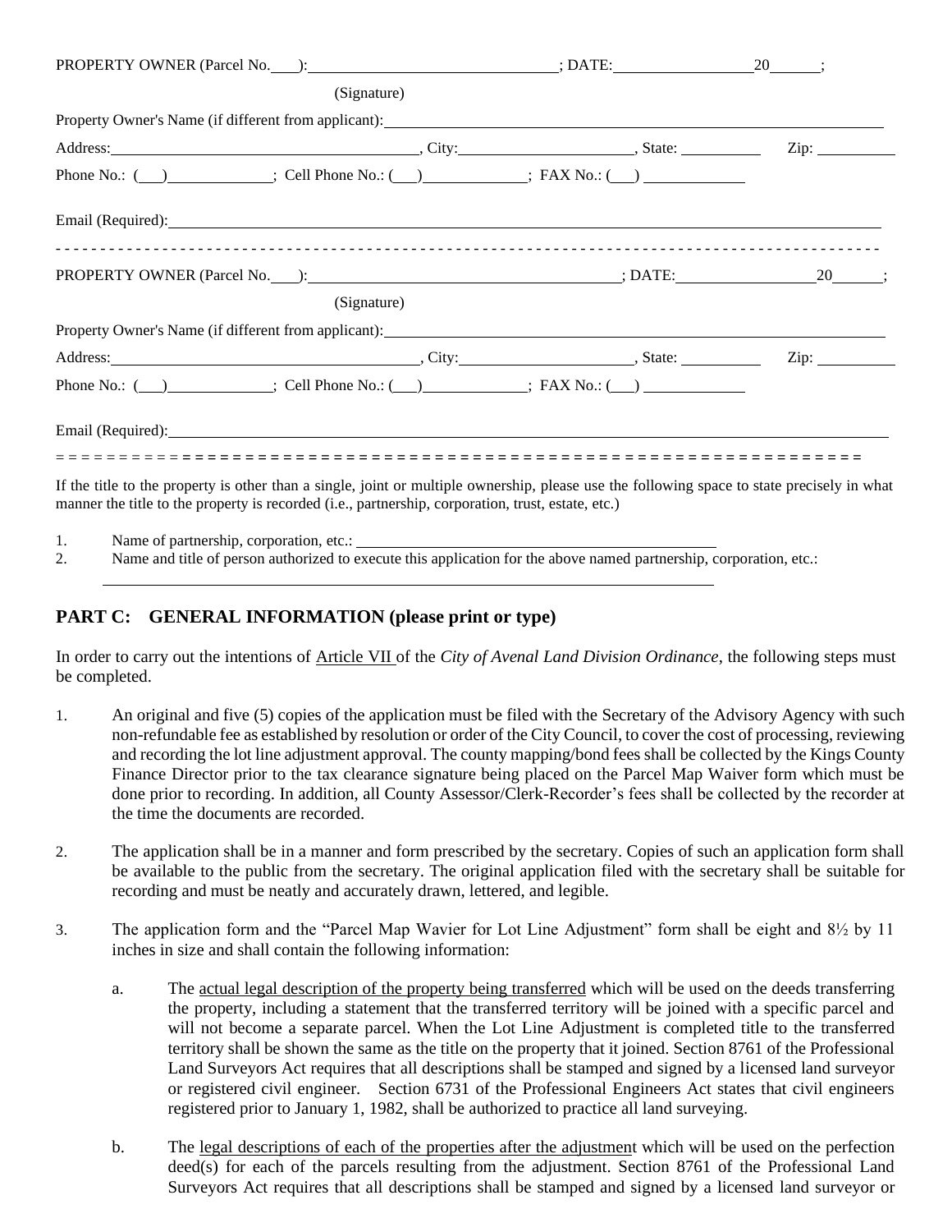PROPERTY OWNER (Parcel No.\_\_\_\_): \_\_\_\_\_\_\_\_\_\_\_\_\_\_\_\_\_\_\_\_\_\_\_\_\_\_\_\_\_\_\_\_; DATE: \_\_\_\_\_\_\_\_\_\_\_\_\_\_\_\_\_\_20\_\_\_\_\_\_;

(Signature)

Property Owner's Name (if different from applicant): \_\_\_\_\_\_\_\_\_\_\_\_\_\_\_\_\_\_\_\_\_\_\_\_\_\_\_\_\_\_\_\_\_\_\_\_\_\_\_\_\_\_\_\_\_\_\_\_\_\_\_\_\_\_\_\_\_\_

Address: \_\_\_\_\_\_\_\_\_\_\_\_\_\_\_\_\_\_\_\_\_\_\_\_\_\_\_\_\_\_\_\_\_\_\_\_\_\_\_\_, City: \_\_\_\_\_\_\_\_\_\_\_\_\_\_\_\_\_\_\_\_\_\_\_, State: \_\_\_\_\_\_\_\_\_\_ Zip: \_\_\_\_\_\_\_\_\_\_

Phone No.: (\_\_\_) \_\_\_\_\_\_\_\_\_\_\_\_\_; Cell Phone No.: (\_\_\_) \_\_\_\_\_\_\_\_\_\_\_\_\_; FAX No.: (\_\_\_) \_\_\_\_\_\_\_\_\_\_\_\_\_

Email (Required): \_\_\_\_\_\_\_\_\_\_\_\_\_\_\_\_\_\_\_\_\_\_\_\_\_\_\_\_\_\_\_\_\_\_\_\_\_\_\_\_\_\_\_\_\_\_\_\_\_\_\_\_\_\_\_\_\_\_\_\_\_\_\_\_\_\_\_\_\_\_\_\_\_\_\_\_\_\_\_\_\_\_

\- - - - - - - - - - - - - - - - - - - - - - - - - - - - - - - - - - - - - - - - - - - - - - - - - - - - - - - - - - - - - - - - - - - - - - - - - - - - - - - - - - - - - - - - - - - - - - - - - - - - - - -

PROPERTY OWNER (Parcel No.\_\_\_\_): \_\_\_\_\_\_\_\_\_\_\_\_\_\_\_\_\_\_\_\_\_\_\_\_\_\_\_\_\_\_\_\_\_\_\_\_\_\_\_\_; DATE: \_\_\_\_\_\_\_\_\_\_\_\_\_\_\_\_\_\_20\_\_\_\_\_\_;

(Signature)

Property Owner's Name (if different from applicant): \_\_\_\_\_\_\_\_\_\_\_\_\_\_\_\_\_\_\_\_\_\_\_\_\_\_\_\_\_\_\_\_\_\_\_\_\_\_\_\_\_\_\_\_\_\_\_\_\_\_\_\_\_\_\_\_\_\_

Address: \_\_\_\_\_\_\_\_\_\_\_\_\_\_\_\_\_\_\_\_\_\_\_\_\_\_\_\_\_\_\_\_\_\_\_\_\_\_\_\_, City: \_\_\_\_\_\_\_\_\_\_\_\_\_\_\_\_\_\_\_\_\_\_\_, State: \_\_\_\_\_\_\_\_\_\_ Zip: \_\_\_\_\_\_\_\_\_\_

Phone No.: (\_\_\_) \_\_\_\_\_\_\_\_\_\_\_\_\_; Cell Phone No.: (\_\_\_) \_\_\_\_\_\_\_\_\_\_\_\_\_; FAX No.: (\_\_\_) \_\_\_\_\_\_\_\_\_\_\_\_\_

Email (Required): \_\_\_\_\_\_\_\_\_\_\_\_\_\_\_\_\_\_\_\_\_\_\_\_\_\_\_\_\_\_\_\_\_\_\_\_\_\_\_\_\_\_\_\_\_\_\_\_\_\_\_\_\_\_\_\_\_\_\_\_\_\_\_\_\_\_\_\_\_\_\_\_\_\_\_\_\_\_\_\_\_\_

= = = = = = = = = = = = = = = = = = = = = = = = = = = = = = = = = = = = = = = = = = = = = = = = = = = = = = = = = = = = = = = =

If the title to the property is other than a single, joint or multiple ownership, please use the following space to state precisely in what manner the title to the property is recorded (i.e., partnership, corporation, trust, estate, etc.)

1. Name of partnership, corporation, etc.: \_\_\_\_\_\_\_\_\_\_\_\_\_\_\_\_\_\_\_\_\_\_\_\_\_\_\_\_\_\_\_\_\_\_\_\_\_\_\_\_\_\_\_\_\_\_\_\_
2. Name and title of person authorized to execute this application for the above named partnership, corporation, etc.:

   \_\_\_\_\_\_\_\_\_\_\_\_\_\_\_\_\_\_\_\_\_\_\_\_\_\_\_\_\_\_\_\_\_\_\_\_\_\_\_\_\_\_\_\_\_\_\_\_\_\_\_\_\_\_\_\_\_\_\_\_\_\_\_\_\_\_\_\_\_\_\_\_\_\_\_\_\_\_

## PART C: GENERAL INFORMATION (please print or type)

In order to carry out the intentions of <u>Article VII</u> of the *City of Avenal Land Division Ordinance*, the following steps must be completed.

1. An original and five (5) copies of the application must be filed with the Secretary of the Advisory Agency with such non-refundable fee as established by resolution or order of the City Council, to cover the cost of processing, reviewing and recording the lot line adjustment approval. The county mapping/bond fees shall be collected by the Kings County Finance Director prior to the tax clearance signature being placed on the Parcel Map Waiver form which must be done prior to recording. In addition, all County Assessor/Clerk-Recorder's fees shall be collected by the recorder at the time the documents are recorded.

2. The application shall be in a manner and form prescribed by the secretary. Copies of such an application form shall be available to the public from the secretary. The original application filed with the secretary shall be suitable for recording and must be neatly and accurately drawn, lettered, and legible.

3. The application form and the "Parcel Map Wavier for Lot Line Adjustment" form shall be eight and 8½ by 11 inches in size and shall contain the following information:

   a. The <u>actual legal description of the property being transferred</u> which will be used on the deeds transferring the property, including a statement that the transferred territory will be joined with a specific parcel and will not become a separate parcel. When the Lot Line Adjustment is completed title to the transferred territory shall be shown the same as the title on the property that it joined. Section 8761 of the Professional Land Surveyors Act requires that all descriptions shall be stamped and signed by a licensed land surveyor or registered civil engineer. Section 6731 of the Professional Engineers Act states that civil engineers registered prior to January 1, 1982, shall be authorized to practice all land surveying.

   b. The <u>legal descriptions of each of the properties after the adjustmen</u>t which will be used on the perfection deed(s) for each of the parcels resulting from the adjustment. Section 8761 of the Professional Land Surveyors Act requires that all descriptions shall be stamped and signed by a licensed land surveyor or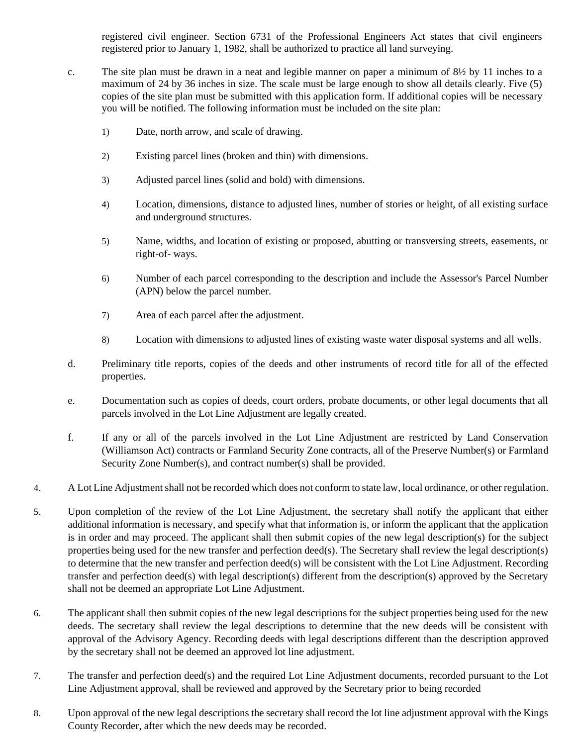registered civil engineer. Section 6731 of the Professional Engineers Act states that civil engineers registered prior to January 1, 1982, shall be authorized to practice all land surveying.

c. The site plan must be drawn in a neat and legible manner on paper a minimum of 8½ by 11 inches to a maximum of 24 by 36 inches in size. The scale must be large enough to show all details clearly. Five (5) copies of the site plan must be submitted with this application form. If additional copies will be necessary you will be notified. The following information must be included on the site plan:

   1) Date, north arrow, and scale of drawing.

   2) Existing parcel lines (broken and thin) with dimensions.

   3) Adjusted parcel lines (solid and bold) with dimensions.

   4) Location, dimensions, distance to adjusted lines, number of stories or height, of all existing surface and underground structures.

   5) Name, widths, and location of existing or proposed, abutting or transversing streets, easements, or right-of- ways.

   6) Number of each parcel corresponding to the description and include the Assessor's Parcel Number (APN) below the parcel number.

   7) Area of each parcel after the adjustment.

   8) Location with dimensions to adjusted lines of existing waste water disposal systems and all wells.

d. Preliminary title reports, copies of the deeds and other instruments of record title for all of the effected properties.

e. Documentation such as copies of deeds, court orders, probate documents, or other legal documents that all parcels involved in the Lot Line Adjustment are legally created.

f. If any or all of the parcels involved in the Lot Line Adjustment are restricted by Land Conservation (Williamson Act) contracts or Farmland Security Zone contracts, all of the Preserve Number(s) or Farmland Security Zone Number(s), and contract number(s) shall be provided.

4. A Lot Line Adjustment shall not be recorded which does not conform to state law, local ordinance, or other regulation.

5. Upon completion of the review of the Lot Line Adjustment, the secretary shall notify the applicant that either additional information is necessary, and specify what that information is, or inform the applicant that the application is in order and may proceed. The applicant shall then submit copies of the new legal description(s) for the subject properties being used for the new transfer and perfection deed(s). The Secretary shall review the legal description(s) to determine that the new transfer and perfection deed(s) will be consistent with the Lot Line Adjustment. Recording transfer and perfection deed(s) with legal description(s) different from the description(s) approved by the Secretary shall not be deemed an appropriate Lot Line Adjustment.

6. The applicant shall then submit copies of the new legal descriptions for the subject properties being used for the new deeds. The secretary shall review the legal descriptions to determine that the new deeds will be consistent with approval of the Advisory Agency. Recording deeds with legal descriptions different than the description approved by the secretary shall not be deemed an approved lot line adjustment.

7. The transfer and perfection deed(s) and the required Lot Line Adjustment documents, recorded pursuant to the Lot Line Adjustment approval, shall be reviewed and approved by the Secretary prior to being recorded

8. Upon approval of the new legal descriptions the secretary shall record the lot line adjustment approval with the Kings County Recorder, after which the new deeds may be recorded.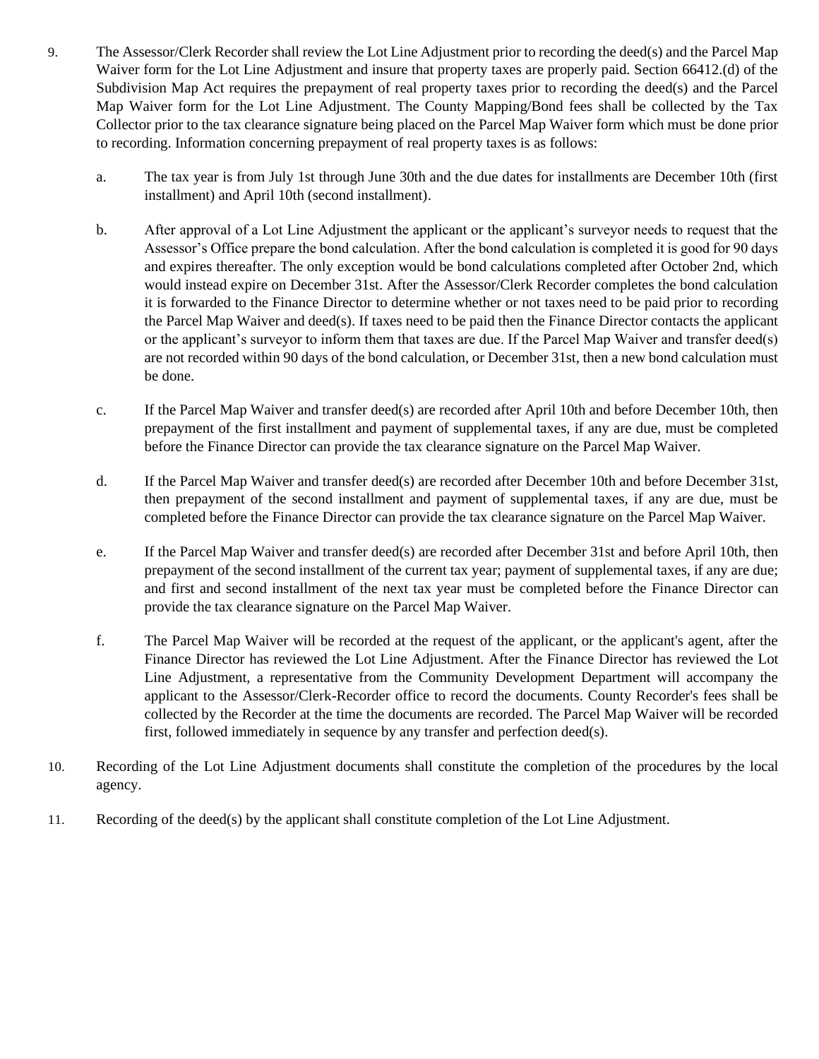9. The Assessor/Clerk Recorder shall review the Lot Line Adjustment prior to recording the deed(s) and the Parcel Map Waiver form for the Lot Line Adjustment and insure that property taxes are properly paid. Section 66412.(d) of the Subdivision Map Act requires the prepayment of real property taxes prior to recording the deed(s) and the Parcel Map Waiver form for the Lot Line Adjustment. The County Mapping/Bond fees shall be collected by the Tax Collector prior to the tax clearance signature being placed on the Parcel Map Waiver form which must be done prior to recording. Information concerning prepayment of real property taxes is as follows:

   a. The tax year is from July 1st through June 30th and the due dates for installments are December 10th (first installment) and April 10th (second installment).

   b. After approval of a Lot Line Adjustment the applicant or the applicant's surveyor needs to request that the Assessor's Office prepare the bond calculation. After the bond calculation is completed it is good for 90 days and expires thereafter. The only exception would be bond calculations completed after October 2nd, which would instead expire on December 31st. After the Assessor/Clerk Recorder completes the bond calculation it is forwarded to the Finance Director to determine whether or not taxes need to be paid prior to recording the Parcel Map Waiver and deed(s). If taxes need to be paid then the Finance Director contacts the applicant or the applicant's surveyor to inform them that taxes are due. If the Parcel Map Waiver and transfer deed(s) are not recorded within 90 days of the bond calculation, or December 31st, then a new bond calculation must be done.

   c. If the Parcel Map Waiver and transfer deed(s) are recorded after April 10th and before December 10th, then prepayment of the first installment and payment of supplemental taxes, if any are due, must be completed before the Finance Director can provide the tax clearance signature on the Parcel Map Waiver.

   d. If the Parcel Map Waiver and transfer deed(s) are recorded after December 10th and before December 31st, then prepayment of the second installment and payment of supplemental taxes, if any are due, must be completed before the Finance Director can provide the tax clearance signature on the Parcel Map Waiver.

   e. If the Parcel Map Waiver and transfer deed(s) are recorded after December 31st and before April 10th, then prepayment of the second installment of the current tax year; payment of supplemental taxes, if any are due; and first and second installment of the next tax year must be completed before the Finance Director can provide the tax clearance signature on the Parcel Map Waiver.

   f. The Parcel Map Waiver will be recorded at the request of the applicant, or the applicant's agent, after the Finance Director has reviewed the Lot Line Adjustment. After the Finance Director has reviewed the Lot Line Adjustment, a representative from the Community Development Department will accompany the applicant to the Assessor/Clerk-Recorder office to record the documents. County Recorder's fees shall be collected by the Recorder at the time the documents are recorded. The Parcel Map Waiver will be recorded first, followed immediately in sequence by any transfer and perfection deed(s).

10. Recording of the Lot Line Adjustment documents shall constitute the completion of the procedures by the local agency.

11. Recording of the deed(s) by the applicant shall constitute completion of the Lot Line Adjustment.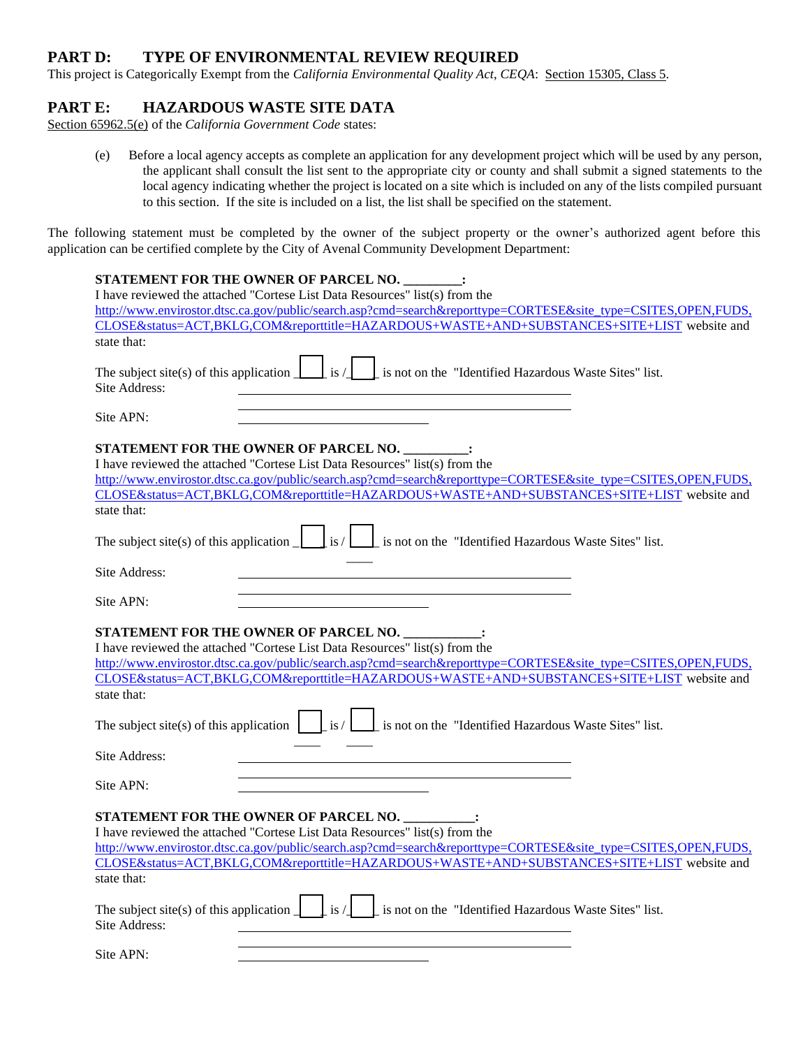## PART D: TYPE OF ENVIRONMENTAL REVIEW REQUIRED

This project is Categorically Exempt from the *California Environmental Quality Act, CEQA*: Section 15305, Class 5.

## PART E: HAZARDOUS WASTE SITE DATA

Section 65962.5(e) of the *California Government Code* states:

> (e) Before a local agency accepts as complete an application for any development project which will be used by any person, the applicant shall consult the list sent to the appropriate city or county and shall submit a signed statements to the local agency indicating whether the project is located on a site which is included on any of the lists compiled pursuant to this section. If the site is included on a list, the list shall be specified on the statement.

The following statement must be completed by the owner of the subject property or the owner's authorized agent before this application can be certified complete by the City of Avenal Community Development Department:

**STATEMENT FOR THE OWNER OF PARCEL NO. _________:**
I have reviewed the attached "Cortese List Data Resources" list(s) from the http://www.envirostor.dtsc.ca.gov/public/search.asp?cmd=search&reporttype=CORTESE&site_type=CSITES,OPEN,FUDS,CLOSE&status=ACT,BKLG,COM&reporttitle=HAZARDOUS+WASTE+AND+SUBSTANCES+SITE+LIST website and state that:

The subject site(s) of this application ☐ is / ☐ is not on the "Identified Hazardous Waste Sites" list.
Site Address: ______________________________

Site APN: ______________________________

**STATEMENT FOR THE OWNER OF PARCEL NO. __________:**
I have reviewed the attached "Cortese List Data Resources" list(s) from the http://www.envirostor.dtsc.ca.gov/public/search.asp?cmd=search&reporttype=CORTESE&site_type=CSITES,OPEN,FUDS,CLOSE&status=ACT,BKLG,COM&reporttitle=HAZARDOUS+WASTE+AND+SUBSTANCES+SITE+LIST website and state that:

The subject site(s) of this application ☐ is / ☐ is not on the "Identified Hazardous Waste Sites" list.

Site Address: ______________________________

Site APN: ______________________________

**STATEMENT FOR THE OWNER OF PARCEL NO. ___________:**
I have reviewed the attached "Cortese List Data Resources" list(s) from the http://www.envirostor.dtsc.ca.gov/public/search.asp?cmd=search&reporttype=CORTESE&site_type=CSITES,OPEN,FUDS,CLOSE&status=ACT,BKLG,COM&reporttitle=HAZARDOUS+WASTE+AND+SUBSTANCES+SITE+LIST website and state that:

The subject site(s) of this application ☐ is / ☐ is not on the "Identified Hazardous Waste Sites" list.

Site Address: ______________________________

Site APN: ______________________________

**STATEMENT FOR THE OWNER OF PARCEL NO. __________:**
I have reviewed the attached "Cortese List Data Resources" list(s) from the http://www.envirostor.dtsc.ca.gov/public/search.asp?cmd=search&reporttype=CORTESE&site_type=CSITES,OPEN,FUDS,CLOSE&status=ACT,BKLG,COM&reporttitle=HAZARDOUS+WASTE+AND+SUBSTANCES+SITE+LIST website and state that:

The subject site(s) of this application ☐ is / ☐ is not on the "Identified Hazardous Waste Sites" list.
Site Address: ______________________________

Site APN: ______________________________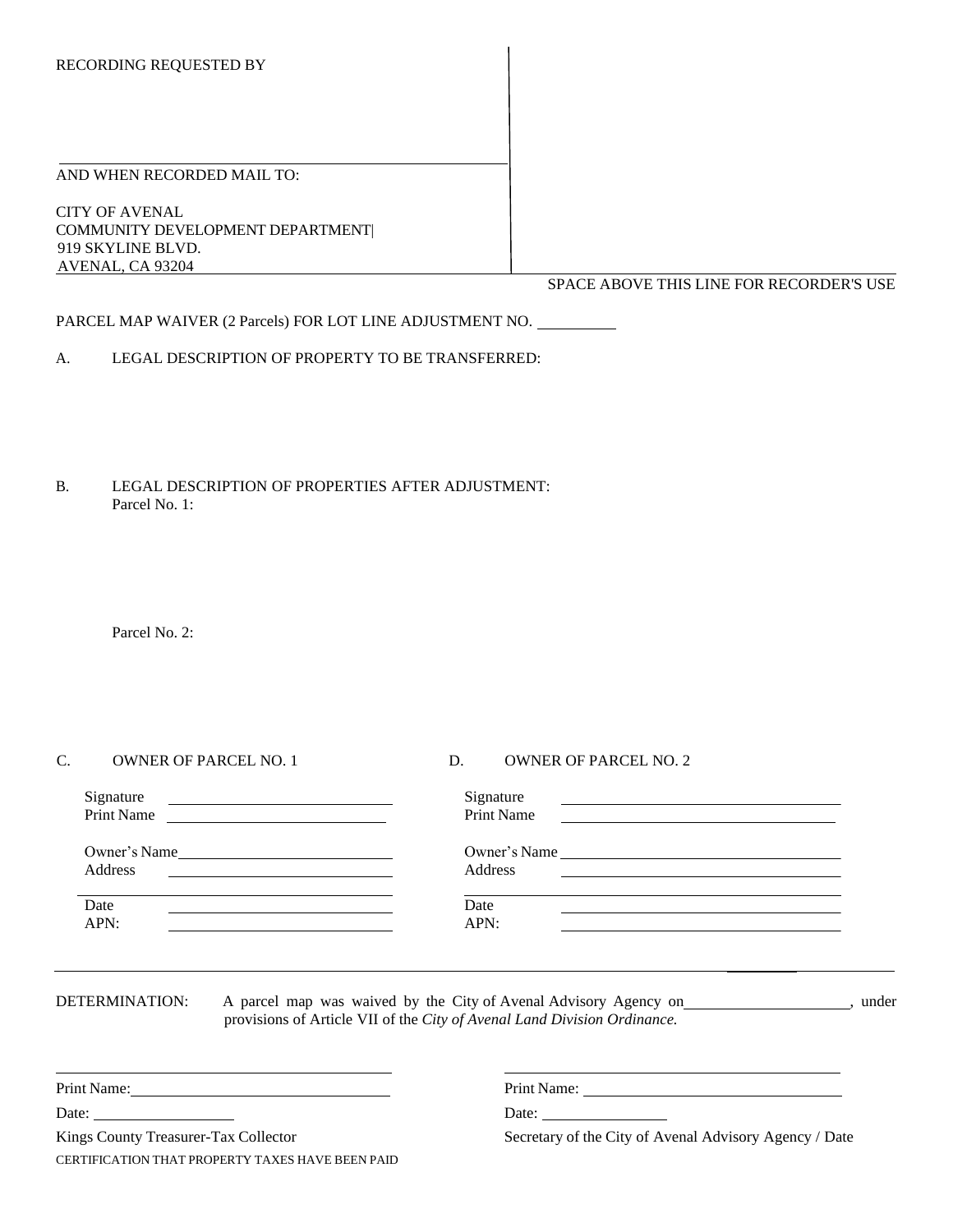RECORDING REQUESTED BY

AND WHEN RECORDED MAIL TO:

CITY OF AVENAL
COMMUNITY DEVELOPMENT DEPARTMENT
919 SKYLINE BLVD.
AVENAL, CA 93204

SPACE ABOVE THIS LINE FOR RECORDER'S USE

PARCEL MAP WAIVER (2 Parcels) FOR LOT LINE ADJUSTMENT NO. __________

A. LEGAL DESCRIPTION OF PROPERTY TO BE TRANSFERRED:

B. LEGAL DESCRIPTION OF PROPERTIES AFTER ADJUSTMENT:
Parcel No. 1:

Parcel No. 2:

C. OWNER OF PARCEL NO. 1

Signature ____________________
Print Name ____________________

Owner's Name ____________________
Address ____________________
____________________
Date ____________________
APN: ____________________

D. OWNER OF PARCEL NO. 2

Signature ____________________
Print Name ____________________

Owner's Name ____________________
Address ____________________
____________________
Date ____________________
APN: ____________________

DETERMINATION: A parcel map was waived by the City of Avenal Advisory Agency on ____________________, under provisions of Article VII of the *City of Avenal Land Division Ordinance.*

____________________
Print Name: ____________________
Date: ____________________
Kings County Treasurer-Tax Collector
CERTIFICATION THAT PROPERTY TAXES HAVE BEEN PAID

____________________
Print Name: ____________________
Date: ____________________
Secretary of the City of Avenal Advisory Agency / Date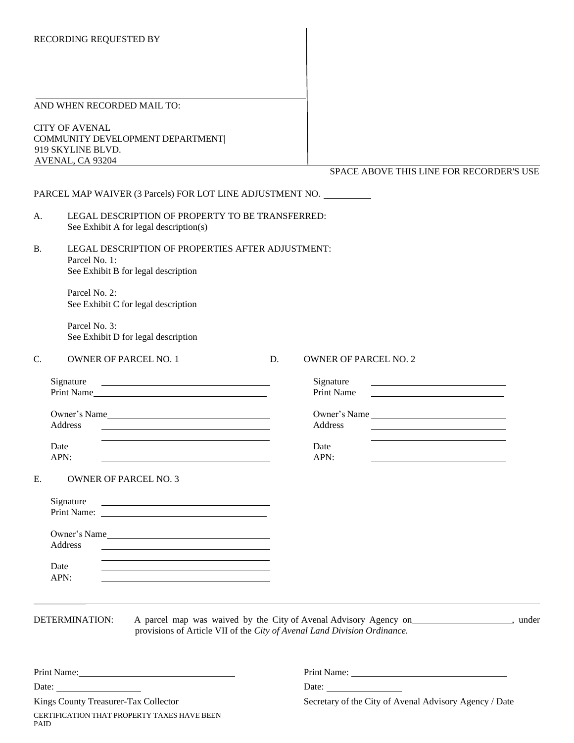RECORDING REQUESTED BY

AND WHEN RECORDED MAIL TO:

CITY OF AVENAL
COMMUNITY DEVELOPMENT DEPARTMENT
919 SKYLINE BLVD.
AVENAL, CA 93204

SPACE ABOVE THIS LINE FOR RECORDER'S USE

PARCEL MAP WAIVER (3 Parcels) FOR LOT LINE ADJUSTMENT NO. __________

A. LEGAL DESCRIPTION OF PROPERTY TO BE TRANSFERRED:
See Exhibit A for legal description(s)

B. LEGAL DESCRIPTION OF PROPERTIES AFTER ADJUSTMENT:
Parcel No. 1:
See Exhibit B for legal description

Parcel No. 2:
See Exhibit C for legal description

Parcel No. 3:
See Exhibit D for legal description

C. OWNER OF PARCEL NO. 1

Signature ______________________
Print Name______________________

Owner's Name______________________
Address ______________________
______________________
Date ______________________
APN: ______________________

D. OWNER OF PARCEL NO. 2

Signature ______________________
Print Name ______________________

Owner's Name ______________________
Address ______________________
______________________
Date ______________________
APN: ______________________

E. OWNER OF PARCEL NO. 3

Signature ______________________
Print Name: ______________________

Owner's Name______________________
Address ______________________
______________________
Date ______________________
APN: ______________________

---

DETERMINATION: A parcel map was waived by the City of Avenal Advisory Agency on______________________, under provisions of Article VII of the *City of Avenal Land Division Ordinance.*

______________________
Print Name:______________________
Date: ______________
Kings County Treasurer-Tax Collector
CERTIFICATION THAT PROPERTY TAXES HAVE BEEN PAID

______________________
Print Name: ______________________
Date: ______________
Secretary of the City of Avenal Advisory Agency / Date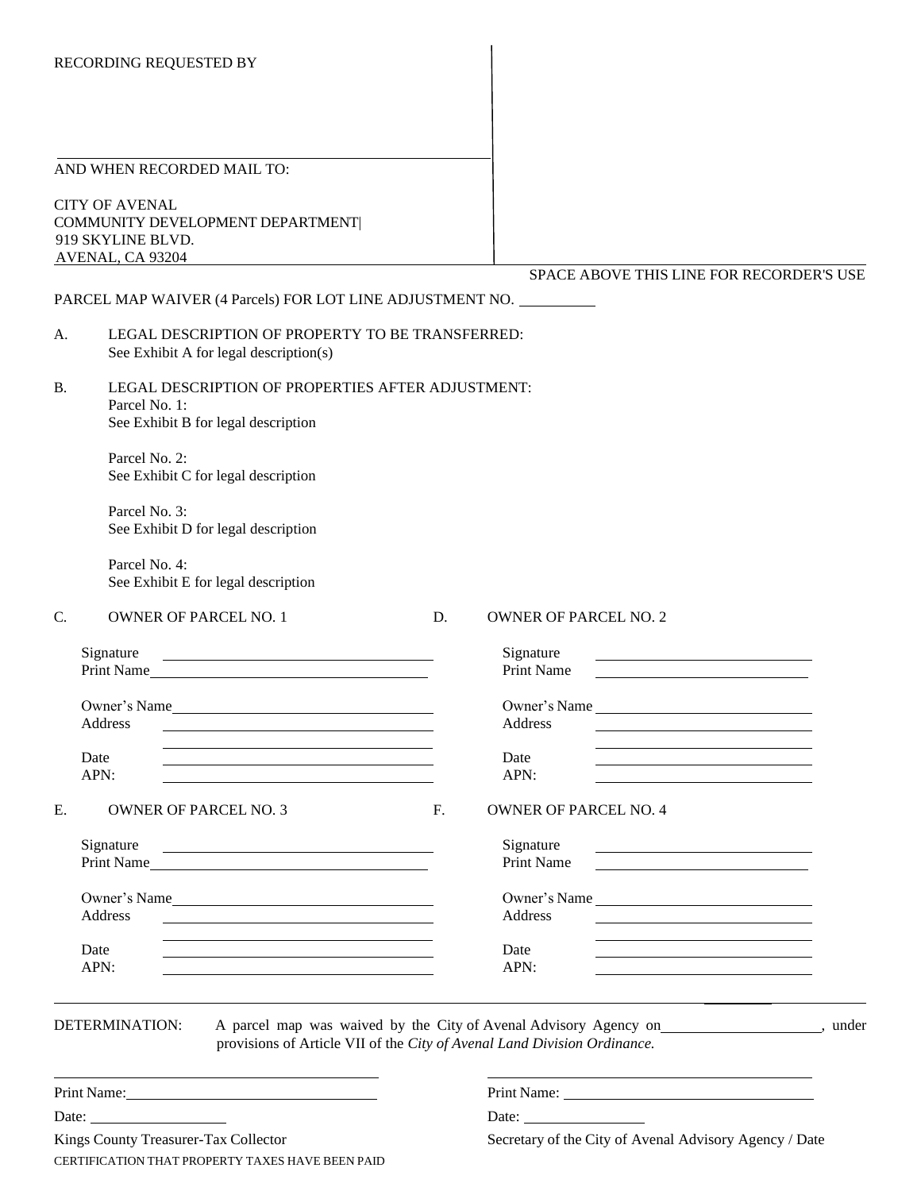RECORDING REQUESTED BY

AND WHEN RECORDED MAIL TO:

CITY OF AVENAL
COMMUNITY DEVELOPMENT DEPARTMENT
919 SKYLINE BLVD.
AVENAL, CA 93204

SPACE ABOVE THIS LINE FOR RECORDER'S USE

PARCEL MAP WAIVER (4 Parcels) FOR LOT LINE ADJUSTMENT NO. __________

A. LEGAL DESCRIPTION OF PROPERTY TO BE TRANSFERRED:
See Exhibit A for legal description(s)

B. LEGAL DESCRIPTION OF PROPERTIES AFTER ADJUSTMENT:
Parcel No. 1:
See Exhibit B for legal description

Parcel No. 2:
See Exhibit C for legal description

Parcel No. 3:
See Exhibit D for legal description

Parcel No. 4:
See Exhibit E for legal description

C. OWNER OF PARCEL NO. 1

Signature ______________________________
Print Name______________________________

Owner's Name______________________________
Address ______________________________
______________________________

Date ______________________________
APN: ______________________________

D. OWNER OF PARCEL NO. 2

Signature ______________________________
Print Name ______________________________

Owner's Name ______________________________
Address ______________________________
______________________________

Date ______________________________
APN: ______________________________

E. OWNER OF PARCEL NO. 3

Signature ______________________________
Print Name______________________________

Owner's Name______________________________
Address ______________________________
______________________________

Date ______________________________
APN: ______________________________

F. OWNER OF PARCEL NO. 4

Signature ______________________________
Print Name ______________________________

Owner's Name ______________________________
Address ______________________________
______________________________

Date ______________________________
APN: ______________________________

DETERMINATION: A parcel map was waived by the City of Avenal Advisory Agency on____________________, under provisions of Article VII of the *City of Avenal Land Division Ordinance.*

______________________________
Print Name:______________________________
Date: ________________
Kings County Treasurer-Tax Collector
CERTIFICATION THAT PROPERTY TAXES HAVE BEEN PAID

______________________________
Print Name: ______________________________
Date: ________________
Secretary of the City of Avenal Advisory Agency / Date